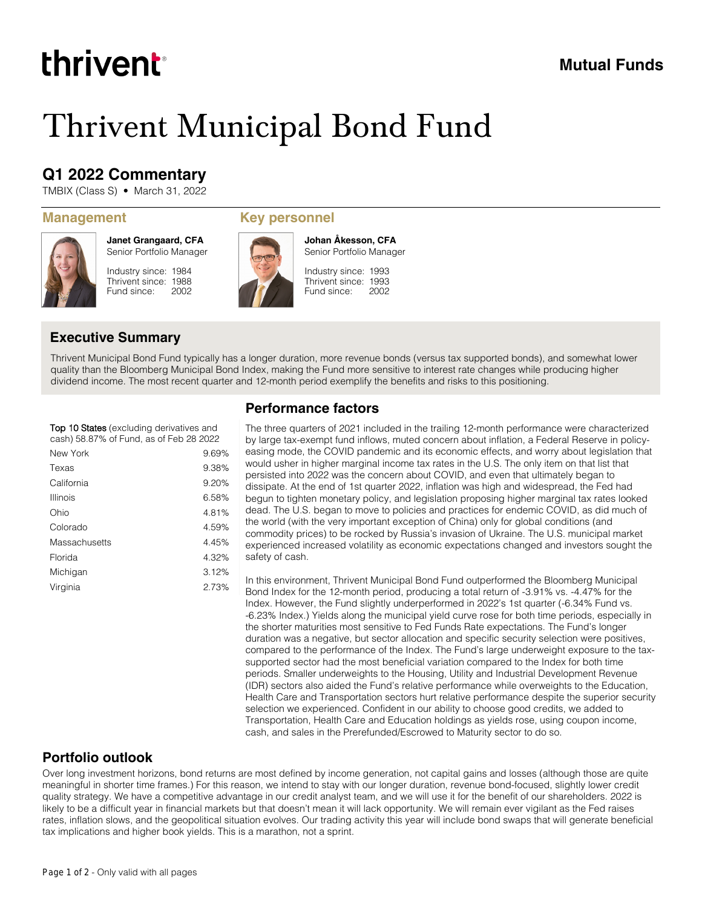thrivent

**Mutual Funds**

# Thrivent Municipal Bond Fund

## Q1 2022 Commentary

TMBIX (Class S) • March 31, 2022

### Management

**Janet Grangaard, CFA**
Senior Portfolio Manager

Industry since: 1984
Thrivent since: 1988
Fund since: 2002

### Key personnel

**Johan Åkesson, CFA**
Senior Portfolio Manager

Industry since: 1993
Thrivent since: 1993
Fund since: 2002

### Executive Summary

Thrivent Municipal Bond Fund typically has a longer duration, more revenue bonds (versus tax supported bonds), and somewhat lower quality than the Bloomberg Municipal Bond Index, making the Fund more sensitive to interest rate changes while producing higher dividend income. The most recent quarter and 12-month period exemplify the benefits and risks to this positioning.

Top 10 States (excluding derivatives and cash) 58.87% of Fund, as of Feb 28 2022

| State | % |
|---|---|
| New York | 9.69% |
| Texas | 9.38% |
| California | 9.20% |
| Illinois | 6.58% |
| Ohio | 4.81% |
| Colorado | 4.59% |
| Massachusetts | 4.45% |
| Florida | 4.32% |
| Michigan | 3.12% |
| Virginia | 2.73% |

### Performance factors

The three quarters of 2021 included in the trailing 12-month performance were characterized by large tax-exempt fund inflows, muted concern about inflation, a Federal Reserve in policy-easing mode, the COVID pandemic and its economic effects, and worry about legislation that would usher in higher marginal income tax rates in the U.S. The only item on that list that persisted into 2022 was the concern about COVID, and even that ultimately began to dissipate. At the end of 1st quarter 2022, inflation was high and widespread, the Fed had begun to tighten monetary policy, and legislation proposing higher marginal tax rates looked dead. The U.S. began to move to policies and practices for endemic COVID, as did much of the world (with the very important exception of China) only for global conditions (and commodity prices) to be rocked by Russia's invasion of Ukraine. The U.S. municipal market experienced increased volatility as economic expectations changed and investors sought the safety of cash.

In this environment, Thrivent Municipal Bond Fund outperformed the Bloomberg Municipal Bond Index for the 12-month period, producing a total return of -3.91% vs. -4.47% for the Index. However, the Fund slightly underperformed in 2022's 1st quarter (-6.34% Fund vs. -6.23% Index.) Yields along the municipal yield curve rose for both time periods, especially in the shorter maturities most sensitive to Fed Funds Rate expectations. The Fund's longer duration was a negative, but sector allocation and specific security selection were positives, compared to the performance of the Index. The Fund's large underweight exposure to the tax-supported sector had the most beneficial variation compared to the Index for both time periods. Smaller underweights to the Housing, Utility and Industrial Development Revenue (IDR) sectors also aided the Fund's relative performance while overweights to the Education, Health Care and Transportation sectors hurt relative performance despite the superior security selection we experienced. Confident in our ability to choose good credits, we added to Transportation, Health Care and Education holdings as yields rose, using coupon income, cash, and sales in the Prerefunded/Escrowed to Maturity sector to do so.

### Portfolio outlook

Over long investment horizons, bond returns are most defined by income generation, not capital gains and losses (although those are quite meaningful in shorter time frames.) For this reason, we intend to stay with our longer duration, revenue bond-focused, slightly lower credit quality strategy. We have a competitive advantage in our credit analyst team, and we will use it for the benefit of our shareholders. 2022 is likely to be a difficult year in financial markets but that doesn't mean it will lack opportunity. We will remain ever vigilant as the Fed raises rates, inflation slows, and the geopolitical situation evolves. Our trading activity this year will include bond swaps that will generate beneficial tax implications and higher book yields. This is a marathon, not a sprint.

Page 1 of 2 - Only valid with all pages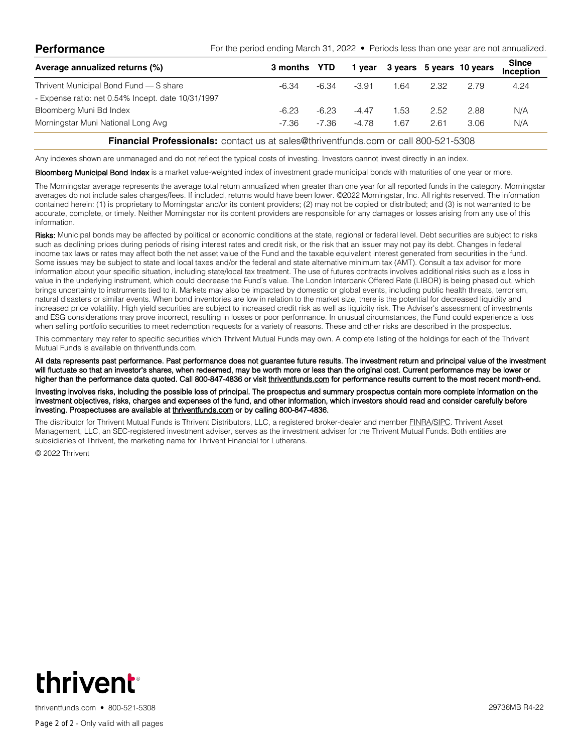## Performance

For the period ending March 31, 2022 • Periods less than one year are not annualized.

| Average annualized returns (%) | 3 months | YTD | 1 year | 3 years | 5 years | 10 years | Since Inception |
|---|---|---|---|---|---|---|---|
| Thrivent Municipal Bond Fund — S share | -6.34 | -6.34 | -3.91 | 1.64 | 2.32 | 2.79 | 4.24 |
| - Expense ratio: net 0.54% Incept. date 10/31/1997 | | | | | | | |
| Bloomberg Muni Bd Index | -6.23 | -6.23 | -4.47 | 1.53 | 2.52 | 2.88 | N/A |
| Morningstar Muni National Long Avg | -7.36 | -7.36 | -4.78 | 1.67 | 2.61 | 3.06 | N/A |

**Financial Professionals:** contact us at sales@thriventfunds.com or call 800-521-5308

Any indexes shown are unmanaged and do not reflect the typical costs of investing. Investors cannot invest directly in an index.

**Bloomberg Municipal Bond Index** is a market value-weighted index of investment grade municipal bonds with maturities of one year or more.

The Morningstar average represents the average total return annualized when greater than one year for all reported funds in the category. Morningstar averages do not include sales charges/fees. If included, returns would have been lower. ©2022 Morningstar, Inc. All rights reserved. The information contained herein: (1) is proprietary to Morningstar and/or its content providers; (2) may not be copied or distributed; and (3) is not warranted to be accurate, complete, or timely. Neither Morningstar nor its content providers are responsible for any damages or losses arising from any use of this information.

**Risks:** Municipal bonds may be affected by political or economic conditions at the state, regional or federal level. Debt securities are subject to risks such as declining prices during periods of rising interest rates and credit risk, or the risk that an issuer may not pay its debt. Changes in federal income tax laws or rates may affect both the net asset value of the Fund and the taxable equivalent interest generated from securities in the fund. Some issues may be subject to state and local taxes and/or the federal and state alternative minimum tax (AMT). Consult a tax advisor for more information about your specific situation, including state/local tax treatment. The use of futures contracts involves additional risks such as a loss in value in the underlying instrument, which could decrease the Fund's value. The London Interbank Offered Rate (LIBOR) is being phased out, which brings uncertainty to instruments tied to it. Markets may also be impacted by domestic or global events, including public health threats, terrorism, natural disasters or similar events. When bond inventories are low in relation to the market size, there is the potential for decreased liquidity and increased price volatility. High yield securities are subject to increased credit risk as well as liquidity risk. The Adviser's assessment of investments and ESG considerations may prove incorrect, resulting in losses or poor performance. In unusual circumstances, the Fund could experience a loss when selling portfolio securities to meet redemption requests for a variety of reasons. These and other risks are described in the prospectus.

This commentary may refer to specific securities which Thrivent Mutual Funds may own. A complete listing of the holdings for each of the Thrivent Mutual Funds is available on thriventfunds.com.

**All data represents past performance. Past performance does not guarantee future results. The investment return and principal value of the investment will fluctuate so that an investor's shares, when redeemed, may be worth more or less than the original cost. Current performance may be lower or higher than the performance data quoted. Call 800-847-4836 or visit thriventfunds.com for performance results current to the most recent month-end.**

**Investing involves risks, including the possible loss of principal. The prospectus and summary prospectus contain more complete information on the investment objectives, risks, charges and expenses of the fund, and other information, which investors should read and consider carefully before investing. Prospectuses are available at thriventfunds.com or by calling 800-847-4836.**

The distributor for Thrivent Mutual Funds is Thrivent Distributors, LLC, a registered broker-dealer and member FINRA/SIPC. Thrivent Asset Management, LLC, an SEC-registered investment adviser, serves as the investment adviser for the Thrivent Mutual Funds. Both entities are subsidiaries of Thrivent, the marketing name for Thrivent Financial for Lutherans.

© 2022 Thrivent

thrivent

thriventfunds.com • 800-521-5308

29736MB R4-22